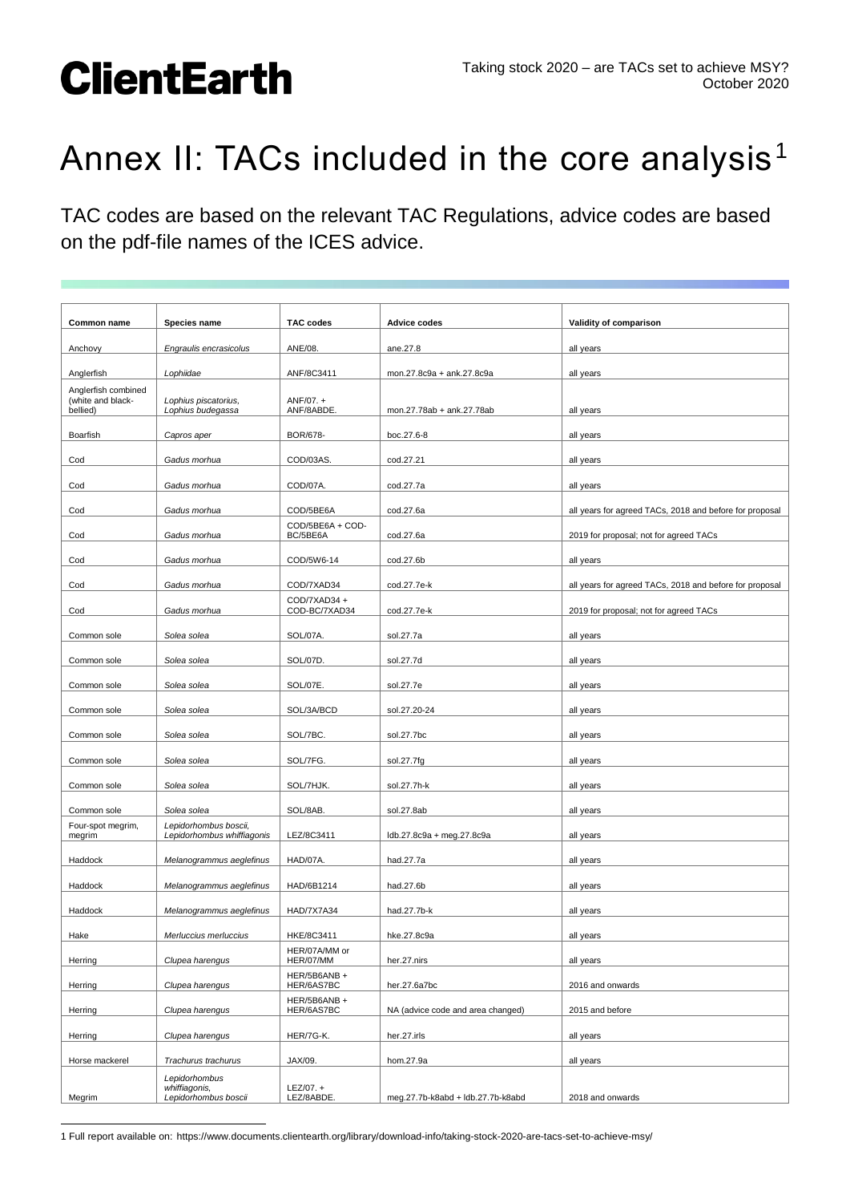# Annex II: TACs included in the core analysis[1]

TAC codes are based on the relevant TAC Regulations, advice codes are based on the pdf-file names of the ICES advice.

| Common name | Species name | TAC codes | Advice codes | Validity of comparison |
|---|---|---|---|---|
| Anchovy | *Engraulis encrasicolus* | ANE/08. | ane.27.8 | all years |
| Anglerfish | *Lophiidae* | ANF/8C3411 | mon.27.8c9a + ank.27.8c9a | all years |
| Anglerfish combined (white and black-bellied) | *Lophius piscatorius, Lophius budegassa* | ANF/07. + ANF/8ABDE. | mon.27.78ab + ank.27.78ab | all years |
| Boarfish | *Capros aper* | BOR/678- | boc.27.6-8 | all years |
| Cod | *Gadus morhua* | COD/03AS. | cod.27.21 | all years |
| Cod | *Gadus morhua* | COD/07A. | cod.27.7a | all years |
| Cod | *Gadus morhua* | COD/5BE6A | cod.27.6a | all years for agreed TACs, 2018 and before for proposal |
| Cod | *Gadus morhua* | COD/5BE6A + COD-BC/5BE6A | cod.27.6a | 2019 for proposal; not for agreed TACs |
| Cod | *Gadus morhua* | COD/5W6-14 | cod.27.6b | all years |
| Cod | *Gadus morhua* | COD/7XAD34 | cod.27.7e-k | all years for agreed TACs, 2018 and before for proposal |
| Cod | *Gadus morhua* | COD/7XAD34 + COD-BC/7XAD34 | cod.27.7e-k | 2019 for proposal; not for agreed TACs |
| Common sole | *Solea solea* | SOL/07A. | sol.27.7a | all years |
| Common sole | *Solea solea* | SOL/07D. | sol.27.7d | all years |
| Common sole | *Solea solea* | SOL/07E. | sol.27.7e | all years |
| Common sole | *Solea solea* | SOL/3A/BCD | sol.27.20-24 | all years |
| Common sole | *Solea solea* | SOL/7BC. | sol.27.7bc | all years |
| Common sole | *Solea solea* | SOL/7FG. | sol.27.7fg | all years |
| Common sole | *Solea solea* | SOL/7HJK. | sol.27.7h-k | all years |
| Common sole | *Solea solea* | SOL/8AB. | sol.27.8ab | all years |
| Four-spot megrim, megrim | *Lepidorhombus boscii, Lepidorhombus whiffiagonis* | LEZ/8C3411 | ldb.27.8c9a + meg.27.8c9a | all years |
| Haddock | *Melanogrammus aeglefinus* | HAD/07A. | had.27.7a | all years |
| Haddock | *Melanogrammus aeglefinus* | HAD/6B1214 | had.27.6b | all years |
| Haddock | *Melanogrammus aeglefinus* | HAD/7X7A34 | had.27.7b-k | all years |
| Hake | *Merluccius merluccius* | HKE/8C3411 | hke.27.8c9a | all years |
| Herring | *Clupea harengus* | HER/07A/MM or HER/07/MM | her.27.nirs | all years |
| Herring | *Clupea harengus* | HER/5B6ANB + HER/6AS7BC | her.27.6a7bc | 2016 and onwards |
| Herring | *Clupea harengus* | HER/5B6ANB + HER/6AS7BC | NA (advice code and area changed) | 2015 and before |
| Herring | *Clupea harengus* | HER/7G-K. | her.27.irls | all years |
| Horse mackerel | *Trachurus trachurus* | JAX/09. | hom.27.9a | all years |
| Megrim | *Lepidorhombus whiffiagonis, Lepidorhombus boscii* | LEZ/07. + LEZ/8ABDE. | meg.27.7b-k8abd + ldb.27.7b-k8abd | 2018 and onwards |

1 Full report available on: https://www.documents.clientearth.org/library/download-info/taking-stock-2020-are-tacs-set-to-achieve-msy/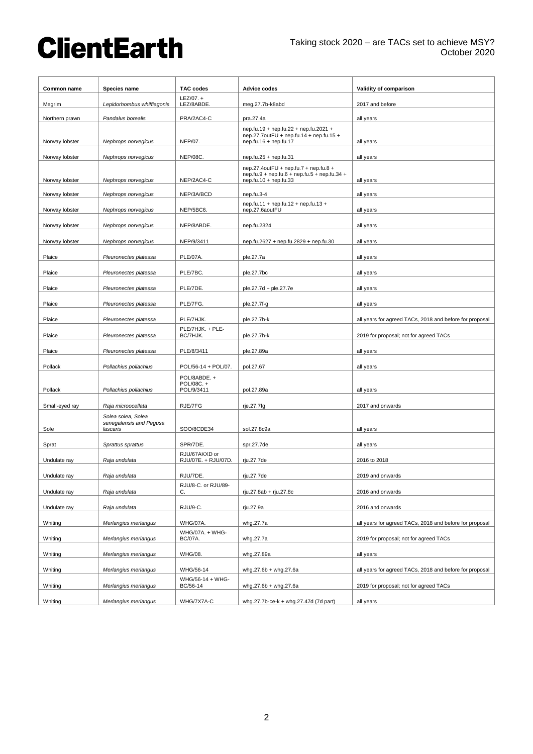| Common name | Species name | TAC codes | Advice codes | Validity of comparison |
|---|---|---|---|---|
| Megrim | *Lepidorhombus whiffiagonis* | LEZ/07. + LEZ/8ABDE. | meg.27.7b-k8abd | 2017 and before |
| Northern prawn | *Pandalus borealis* | PRA/2AC4-C | pra.27.4a | all years |
| Norway lobster | *Nephrops norvegicus* | NEP/07. | nep.fu.19 + nep.fu.22 + nep.fu.2021 + nep.27.7outFU + nep.fu.14 + nep.fu.15 + nep.fu.16 + nep.fu.17 | all years |
| Norway lobster | *Nephrops norvegicus* | NEP/08C. | nep.fu.25 + nep.fu.31 | all years |
| Norway lobster | *Nephrops norvegicus* | NEP/2AC4-C | nep.27.4outFU + nep.fu.7 + nep.fu.8 + nep.fu.9 + nep.fu.6 + nep.fu.5 + nep.fu.34 + nep.fu.10 + nep.fu.33 | all years |
| Norway lobster | *Nephrops norvegicus* | NEP/3A/BCD | nep.fu.3-4 | all years |
| Norway lobster | *Nephrops norvegicus* | NEP/5BC6. | nep.fu.11 + nep.fu.12 + nep.fu.13 + nep.27.6aoutFU | all years |
| Norway lobster | *Nephrops norvegicus* | NEP/8ABDE. | nep.fu.2324 | all years |
| Norway lobster | *Nephrops norvegicus* | NEP/9/3411 | nep.fu.2627 + nep.fu.2829 + nep.fu.30 | all years |
| Plaice | *Pleuronectes platessa* | PLE/07A. | ple.27.7a | all years |
| Plaice | *Pleuronectes platessa* | PLE/7BC. | ple.27.7bc | all years |
| Plaice | *Pleuronectes platessa* | PLE/7DE. | ple.27.7d + ple.27.7e | all years |
| Plaice | *Pleuronectes platessa* | PLE/7FG. | ple.27.7f-g | all years |
| Plaice | *Pleuronectes platessa* | PLE/7HJK. | ple.27.7h-k | all years for agreed TACs, 2018 and before for proposal |
| Plaice | *Pleuronectes platessa* | PLE/7HJK. + PLE-BC/7HJK. | ple.27.7h-k | 2019 for proposal; not for agreed TACs |
| Plaice | *Pleuronectes platessa* | PLE/8/3411 | ple.27.89a | all years |
| Pollack | *Pollachius pollachius* | POL/56-14 + POL/07. | pol.27.67 | all years |
| Pollack | *Pollachius pollachius* | POL/8ABDE. + POL/08C. + POL/9/3411 | pol.27.89a | all years |
| Small-eyed ray | *Raja microocellata* | RJE/7FG | rje.27.7fg | 2017 and onwards |
| Sole | *Solea solea, Solea senegalensis and Pegusa lascaris* | SOO/8CDE34 | sol.27.8c9a | all years |
| Sprat | *Sprattus sprattus* | SPR/7DE. | spr.27.7de | all years |
| Undulate ray | *Raja undulata* | RJU/67AKXD or RJU/07E. + RJU/07D. | rju.27.7de | 2016 to 2018 |
| Undulate ray | *Raja undulata* | RJU/7DE. | rju.27.7de | 2019 and onwards |
| Undulate ray | *Raja undulata* | RJU/8-C. or RJU/89-C. | rju.27.8ab + rju.27.8c | 2016 and onwards |
| Undulate ray | *Raja undulata* | RJU/9-C. | rju.27.9a | 2016 and onwards |
| Whiting | *Merlangius merlangus* | WHG/07A. | whg.27.7a | all years for agreed TACs, 2018 and before for proposal |
| Whiting | *Merlangius merlangus* | WHG/07A. + WHG-BC/07A. | whg.27.7a | 2019 for proposal; not for agreed TACs |
| Whiting | *Merlangius merlangus* | WHG/08. | whg.27.89a | all years |
| Whiting | *Merlangius merlangus* | WHG/56-14 | whg.27.6b + whg.27.6a | all years for agreed TACs, 2018 and before for proposal |
| Whiting | *Merlangius merlangus* | WHG/56-14 + WHG-BC/56-14 | whg.27.6b + whg.27.6a | 2019 for proposal; not for agreed TACs |
| Whiting | *Merlangius merlangus* | WHG/7X7A-C | whg.27.7b-ce-k + whg.27.47d (7d part) | all years |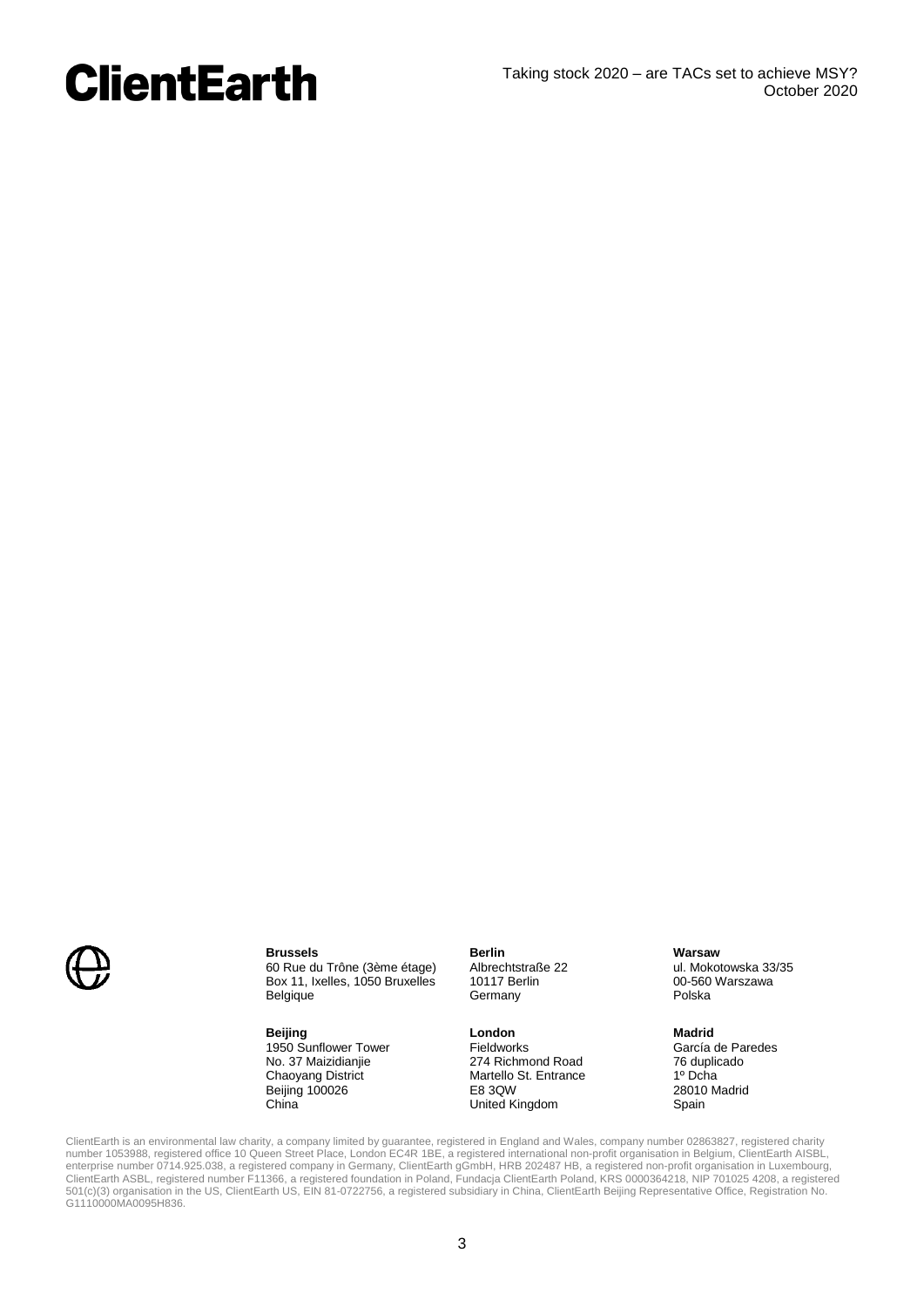**Brussels**
60 Rue du Trône (3ème étage)
Box 11, Ixelles, 1050 Bruxelles
Belgique

**Berlin**
Albrechtstraße 22
10117 Berlin
Germany

**Warsaw**
ul. Mokotowska 33/35
00-560 Warszawa
Polska

**Beijing**
1950 Sunflower Tower
No. 37 Maizidianjie
Chaoyang District
Beijing 100026
China

**London**
Fieldworks
274 Richmond Road
Martello St. Entrance
E8 3QW
United Kingdom

**Madrid**
García de Paredes
76 duplicado
1º Dcha
28010 Madrid
Spain

ClientEarth is an environmental law charity, a company limited by guarantee, registered in England and Wales, company number 02863827, registered charity number 1053988, registered office 10 Queen Street Place, London EC4R 1BE, a registered international non-profit organisation in Belgium, ClientEarth AISBL, enterprise number 0714.925.038, a registered company in Germany, ClientEarth gGmbH, HRB 202487 HB, a registered non-profit organisation in Luxembourg, ClientEarth ASBL, registered number F11366, a registered foundation in Poland, Fundacja ClientEarth Poland, KRS 0000364218, NIP 701025 4208, a registered 501(c)(3) organisation in the US, ClientEarth US, EIN 81-0722756, a registered subsidiary in China, ClientEarth Beijing Representative Office, Registration No. G1110000MA0095H836.